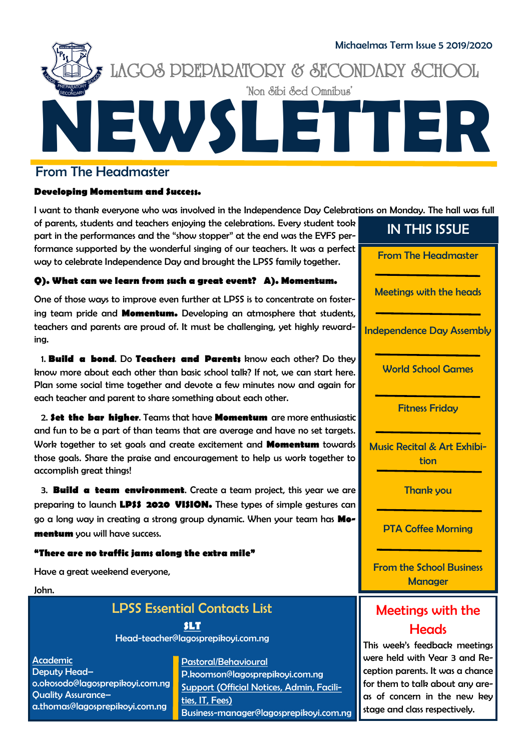Michaelmas Term Issue 5 2019/2020

# LAGOS PREPARATORY & SECONDARY SCHOOL

'Non Sibi Sed Omnibus'

# NEWSLETTER

## From The Headmaster

**Developing Momentum and Success.**

I want to thank everyone who was involved in the Independence Day Celebrations on Monday. The hall was full of parents, students and teachers enjoying the celebrations. Every student took part in the performances and the "show stopper" at the end was the EYFS performance supported by the wonderful singing of our teachers. It was a perfect way to celebrate Independence Day and brought the LPSS family together.

**Q). What can we learn from such a great event? A). Momentum.**

One of those ways to improve even further at LPSS is to concentrate on fostering team pride and **Momentum.** Developing an atmosphere that students, teachers and parents are proud of. It must be challenging, yet highly rewarding.

1. **Build a bond**. Do **Teachers and Parents** know each other? Do they know more about each other than basic school talk? If not, we can start here. Plan some social time together and devote a few minutes now and again for each teacher and parent to share something about each other.

2. **Set the bar higher**. Teams that have **Momentum** are more enthusiastic and fun to be a part of than teams that are average and have no set targets. Work together to set goals and create excitement and **Momentum** towards those goals. Share the praise and encouragement to help us work together to accomplish great things!

3. **Build a team environment**. Create a team project, this year we are preparing to launch **LPSS 2020 VISION.** These types of simple gestures can go a long way in creating a strong group dynamic. When your team has **Momentum** you will have success.

**"There are no traffic jams along the extra mile"**

Have a great weekend everyone,

John.

## IN THIS ISSUE

- From The Headmaster
- Meetings with the heads
- Independence Day Assembly
- World School Games
- Fitness Friday
- Music Recital & Art Exhibition
- Thank you
- PTA Coffee Morning
- From the School Business Manager

## LPSS Essential Contacts List

**SLT**

Head-teacher@lagosprepikoyi.com.ng

Academic
Deputy Head– o.okosodo@lagosprepikoyi.com.ng
Quality Assurance– a.thomas@lagosprepikoyi.com.ng

Pastoral/Behavioural
P.koomson@lagosprepikoyi.com.ng

Support (Official Notices, Admin, Facilities, IT, Fees)
Business-manager@lagosprepikoyi.com.ng

## Meetings with the Heads

This week's feedback meetings were held with Year 3 and Reception parents. It was a chance for them to talk about any areas of concern in the new key stage and class respectively.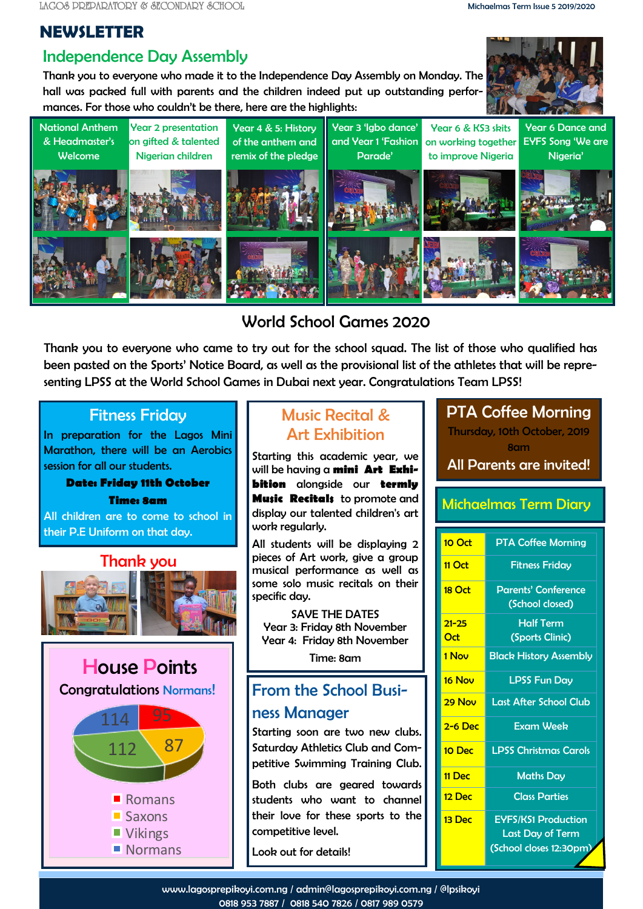# NEWSLETTER

## Independence Day Assembly

Thank you to everyone who made it to the Independence Day Assembly on Monday. The hall was packed full with parents and the children indeed put up outstanding performances. For those who couldn't be there, here are the highlights:

| | | | | | |
|---|---|---|---|---|---|
| National Anthem & Headmaster's Welcome | Year 2 presentation on gifted & talented Nigerian children | Year 4 & 5: History of the anthem and remix of the pledge | Year 3 'Igbo dance' and Year 1 'Fashion Parade' | Year 6 & KS3 skits on working together to improve Nigeria | Year 6 Dance and EYFS Song 'We are Nigeria' |

## World School Games 2020

Thank you to everyone who came to try out for the school squad. The list of those who qualified has been pasted on the Sports' Notice Board, as well as the provisional list of the athletes that will be representing LPSS at the World School Games in Dubai next year. Congratulations Team LPSS!

## Fitness Friday

In preparation for the Lagos Mini Marathon, there will be an Aerobics session for all our students.

**Date: Friday 11th October**

**Time: 8am**

All children are to come to school in their P.E Uniform on that day.

## Thank you

## House Points

Congratulations Normans!

114
95
112
87

Romans
Saxons
Vikings
Normans

## Music Recital & Art Exhibition

Starting this academic year, we will be having a **mini Art Exhibition** alongside our **termly Music Recitals** to promote and display our talented children's art work regularly.

All students will be displaying 2 pieces of Art work, give a group musical performance as well as some solo music recitals on their specific day.

SAVE THE DATES

Year 3: Friday 8th November

Year 4: Friday 8th November

Time: 8am

## From the School Business Manager

Starting soon are two new clubs. Saturday Athletics Club and Competitive Swimming Training Club.

Both clubs are geared towards students who want to channel their love for these sports to the competitive level.

Look out for details!

## PTA Coffee Morning

Thursday, 10th October, 2019

8am

All Parents are invited!

## Michaelmas Term Diary

| | |
|---|---|
| 10 Oct | PTA Coffee Morning |
| 11 Oct | Fitness Friday |
| 18 Oct | Parents' Conference (School closed) |
| 21-25 Oct | Half Term (Sports Clinic) |
| 1 Nov | Black History Assembly |
| 16 Nov | LPSS Fun Day |
| 29 Nov | Last After School Club |
| 2-6 Dec | Exam Week |
| 10 Dec | LPSS Christmas Carols |
| 11 Dec | Maths Day |
| 12 Dec | Class Parties |
| 13 Dec | EYFS/KS1 Production<br>Last Day of Term<br>(School closes 12:30pm) |

www.lagosprepikoyi.com.ng / admin@lagosprepikoyi.com.ng / @lpsikoyi
0818 953 7887 / 0818 540 7826 / 0817 989 0579